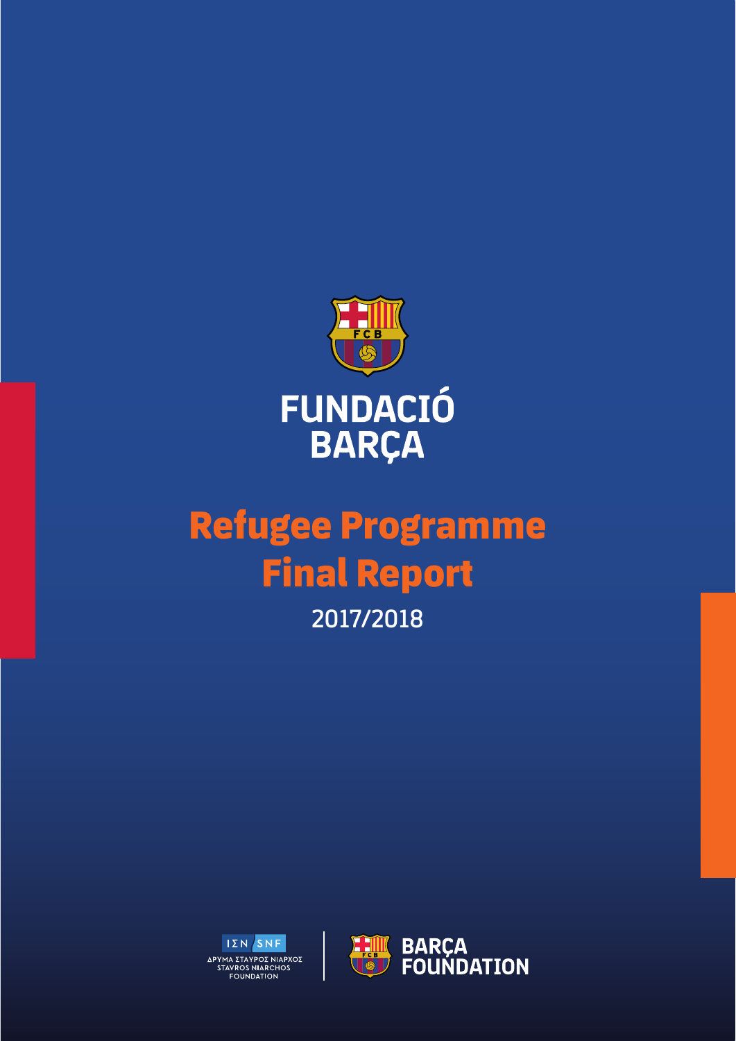FUNDACIÓ BARÇA

# Refugee Programme Final Report

2017/2018

ΙΣΝ SNF
ΙΔΡΥΜΑ ΣΤΑΥΡΟΣ ΝΙΑΡΧΟΣ
STAVROS NIARCHOS FOUNDATION

BARÇA FOUNDATION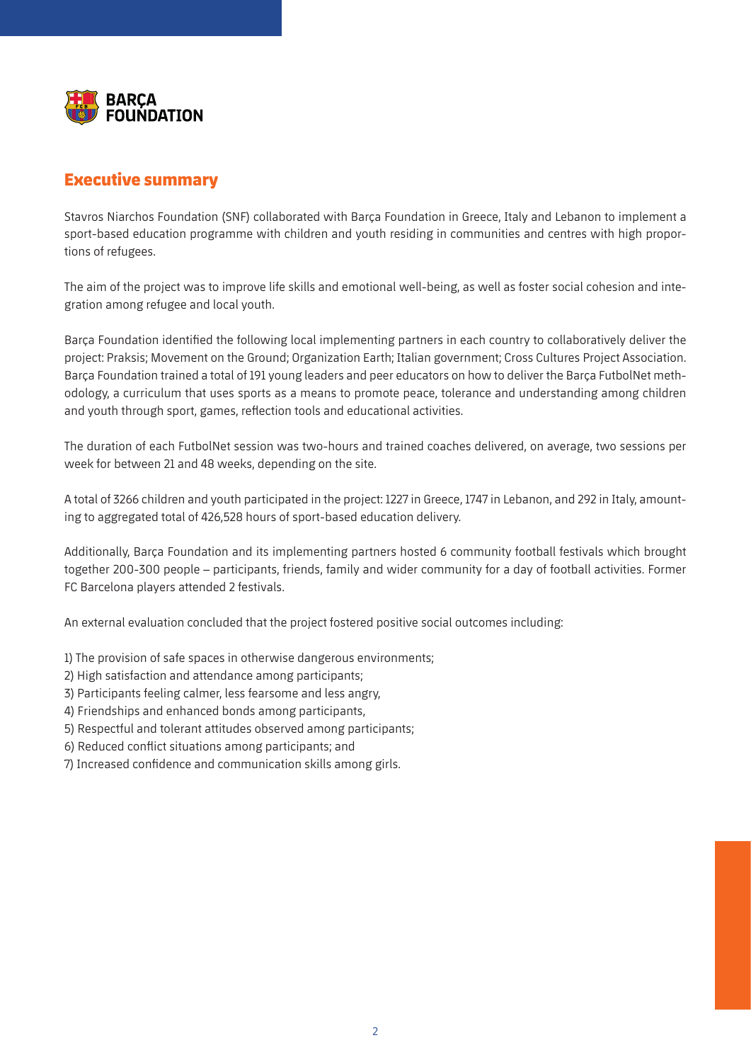BARÇA FOUNDATION

## Executive summary

Stavros Niarchos Foundation (SNF) collaborated with Barça Foundation in Greece, Italy and Lebanon to implement a sport-based education programme with children and youth residing in communities and centres with high proportions of refugees.

The aim of the project was to improve life skills and emotional well-being, as well as foster social cohesion and integration among refugee and local youth.

Barça Foundation identified the following local implementing partners in each country to collaboratively deliver the project: Praksis; Movement on the Ground; Organization Earth; Italian government; Cross Cultures Project Association. Barça Foundation trained a total of 191 young leaders and peer educators on how to deliver the Barça FutbolNet methodology, a curriculum that uses sports as a means to promote peace, tolerance and understanding among children and youth through sport, games, reflection tools and educational activities.

The duration of each FutbolNet session was two-hours and trained coaches delivered, on average, two sessions per week for between 21 and 48 weeks, depending on the site.

A total of 3266 children and youth participated in the project: 1227 in Greece, 1747 in Lebanon, and 292 in Italy, amounting to aggregated total of 426,528 hours of sport-based education delivery.

Additionally, Barça Foundation and its implementing partners hosted 6 community football festivals which brought together 200-300 people – participants, friends, family and wider community for a day of football activities. Former FC Barcelona players attended 2 festivals.

An external evaluation concluded that the project fostered positive social outcomes including:

1) The provision of safe spaces in otherwise dangerous environments;
2) High satisfaction and attendance among participants;
3) Participants feeling calmer, less fearsome and less angry,
4) Friendships and enhanced bonds among participants,
5) Respectful and tolerant attitudes observed among participants;
6) Reduced conflict situations among participants; and
7) Increased confidence and communication skills among girls.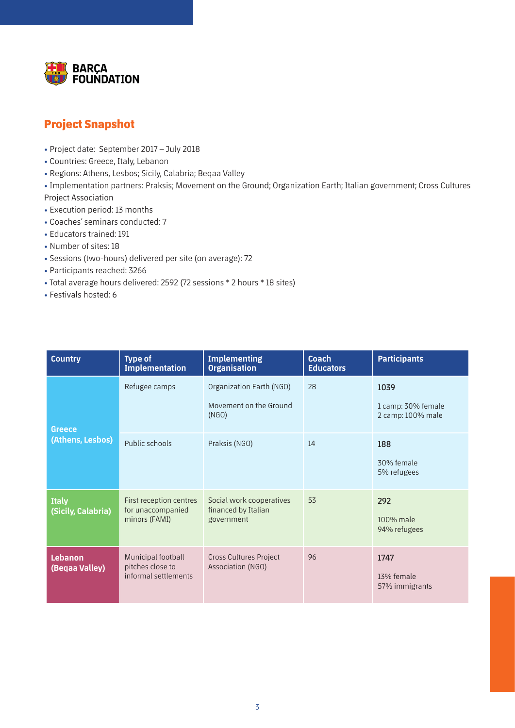BARÇA FOUNDATION

## Project Snapshot

- Project date: September 2017 – July 2018
- Countries: Greece, Italy, Lebanon
- Regions: Athens, Lesbos; Sicily, Calabria; Beqaa Valley
- Implementation partners: Praksis; Movement on the Ground; Organization Earth; Italian government; Cross Cultures Project Association
- Execution period: 13 months
- Coaches´ seminars conducted: 7
- Educators trained: 191
- Number of sites: 18
- Sessions (two-hours) delivered per site (on average): 72
- Participants reached: 3266
- Total average hours delivered: 2592 (72 sessions * 2 hours * 18 sites)
- Festivals hosted: 6

| Country | Type of Implementation | Implementing Organisation | Coach Educators | Participants |
|---|---|---|---|---|
| Greece (Athens, Lesbos) | Refugee camps | Organization Earth (NGO)<br><br>Movement on the Ground (NGO) | 28 | **1039**<br><br>1 camp: 30% female<br>2 camp: 100% male |
| | Public schools | Praksis (NGO) | 14 | **188**<br><br>30% female<br>5% refugees |
| Italy (Sicily, Calabria) | First reception centres for unaccompanied minors (FAMI) | Social work cooperatives financed by Italian government | 53 | **292**<br><br>100% male<br>94% refugees |
| Lebanon (Beqaa Valley) | Municipal football pitches close to informal settlements | Cross Cultures Project Association (NGO) | 96 | **1747**<br><br>13% female<br>57% immigrants |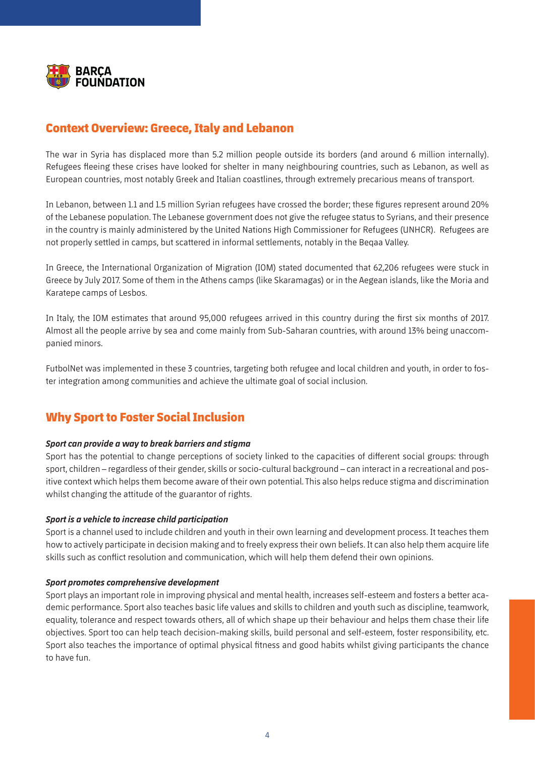## Context Overview: Greece, Italy and Lebanon

The war in Syria has displaced more than 5.2 million people outside its borders (and around 6 million internally). Refugees fleeing these crises have looked for shelter in many neighbouring countries, such as Lebanon, as well as European countries, most notably Greek and Italian coastlines, through extremely precarious means of transport.

In Lebanon, between 1.1 and 1.5 million Syrian refugees have crossed the border; these figures represent around 20% of the Lebanese population. The Lebanese government does not give the refugee status to Syrians, and their presence in the country is mainly administered by the United Nations High Commissioner for Refugees (UNHCR). Refugees are not properly settled in camps, but scattered in informal settlements, notably in the Beqaa Valley.

In Greece, the International Organization of Migration (IOM) stated documented that 62,206 refugees were stuck in Greece by July 2017. Some of them in the Athens camps (like Skaramagas) or in the Aegean islands, like the Moria and Karatepe camps of Lesbos.

In Italy, the IOM estimates that around 95,000 refugees arrived in this country during the first six months of 2017. Almost all the people arrive by sea and come mainly from Sub-Saharan countries, with around 13% being unaccompanied minors.

FutbolNet was implemented in these 3 countries, targeting both refugee and local children and youth, in order to foster integration among communities and achieve the ultimate goal of social inclusion.

## Why Sport to Foster Social Inclusion

***Sport can provide a way to break barriers and stigma***

Sport has the potential to change perceptions of society linked to the capacities of different social groups: through sport, children – regardless of their gender, skills or socio-cultural background – can interact in a recreational and positive context which helps them become aware of their own potential. This also helps reduce stigma and discrimination whilst changing the attitude of the guarantor of rights.

***Sport is a vehicle to increase child participation***

Sport is a channel used to include children and youth in their own learning and development process. It teaches them how to actively participate in decision making and to freely express their own beliefs. It can also help them acquire life skills such as conflict resolution and communication, which will help them defend their own opinions.

***Sport promotes comprehensive development***

Sport plays an important role in improving physical and mental health, increases self-esteem and fosters a better academic performance. Sport also teaches basic life values and skills to children and youth such as discipline, teamwork, equality, tolerance and respect towards others, all of which shape up their behaviour and helps them chase their life objectives. Sport too can help teach decision-making skills, build personal and self-esteem, foster responsibility, etc. Sport also teaches the importance of optimal physical fitness and good habits whilst giving participants the chance to have fun.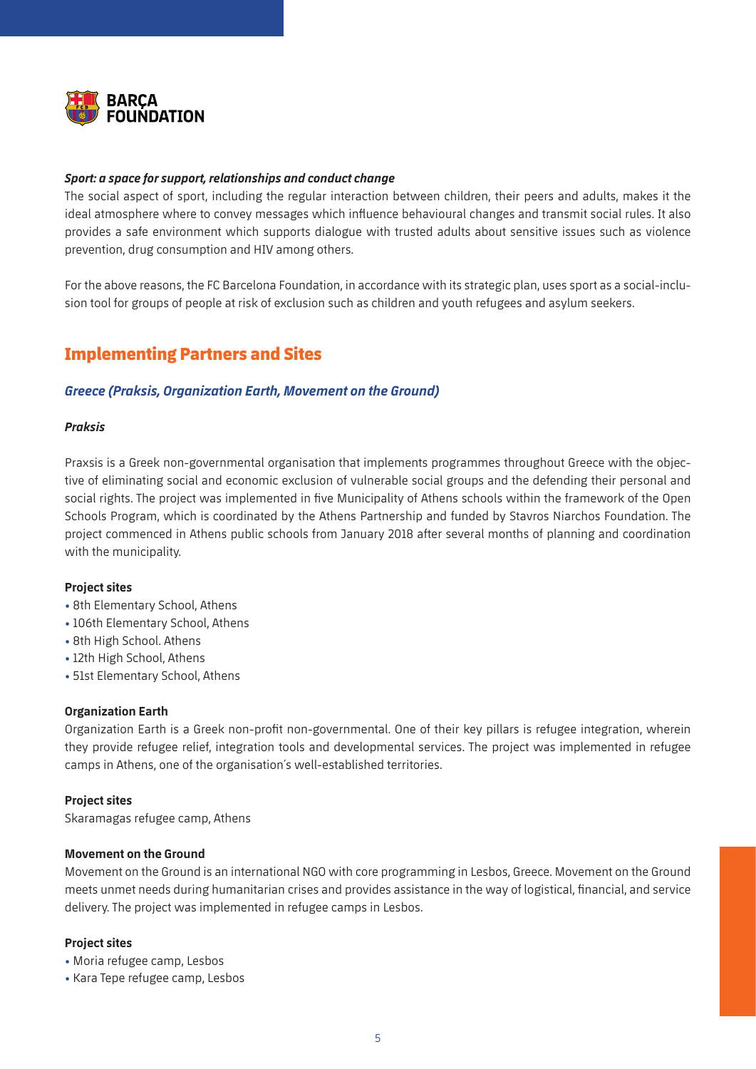***Sport: a space for support, relationships and conduct change***

The social aspect of sport, including the regular interaction between children, their peers and adults, makes it the ideal atmosphere where to convey messages which influence behavioural changes and transmit social rules. It also provides a safe environment which supports dialogue with trusted adults about sensitive issues such as violence prevention, drug consumption and HIV among others.

For the above reasons, the FC Barcelona Foundation, in accordance with its strategic plan, uses sport as a social-inclusion tool for groups of people at risk of exclusion such as children and youth refugees and asylum seekers.

## Implementing Partners and Sites

### *Greece (Praksis, Organization Earth, Movement on the Ground)*

***Praksis***

Praxis is a Greek non-governmental organisation that implements programmes throughout Greece with the objective of eliminating social and economic exclusion of vulnerable social groups and the defending their personal and social rights. The project was implemented in five Municipality of Athens schools within the framework of the Open Schools Program, which is coordinated by the Athens Partnership and funded by Stavros Niarchos Foundation. The project commenced in Athens public schools from January 2018 after several months of planning and coordination with the municipality.

**Project sites**

- 8th Elementary School, Athens
- 106th Elementary School, Athens
- 8th High School. Athens
- 12th High School, Athens
- 51st Elementary School, Athens

**Organization Earth**

Organization Earth is a Greek non-profit non-governmental. One of their key pillars is refugee integration, wherein they provide refugee relief, integration tools and developmental services. The project was implemented in refugee camps in Athens, one of the organisation's well-established territories.

**Project sites**

Skaramagas refugee camp, Athens

**Movement on the Ground**

Movement on the Ground is an international NGO with core programming in Lesbos, Greece. Movement on the Ground meets unmet needs during humanitarian crises and provides assistance in the way of logistical, financial, and service delivery. The project was implemented in refugee camps in Lesbos.

**Project sites**

- Moria refugee camp, Lesbos
- Kara Tepe refugee camp, Lesbos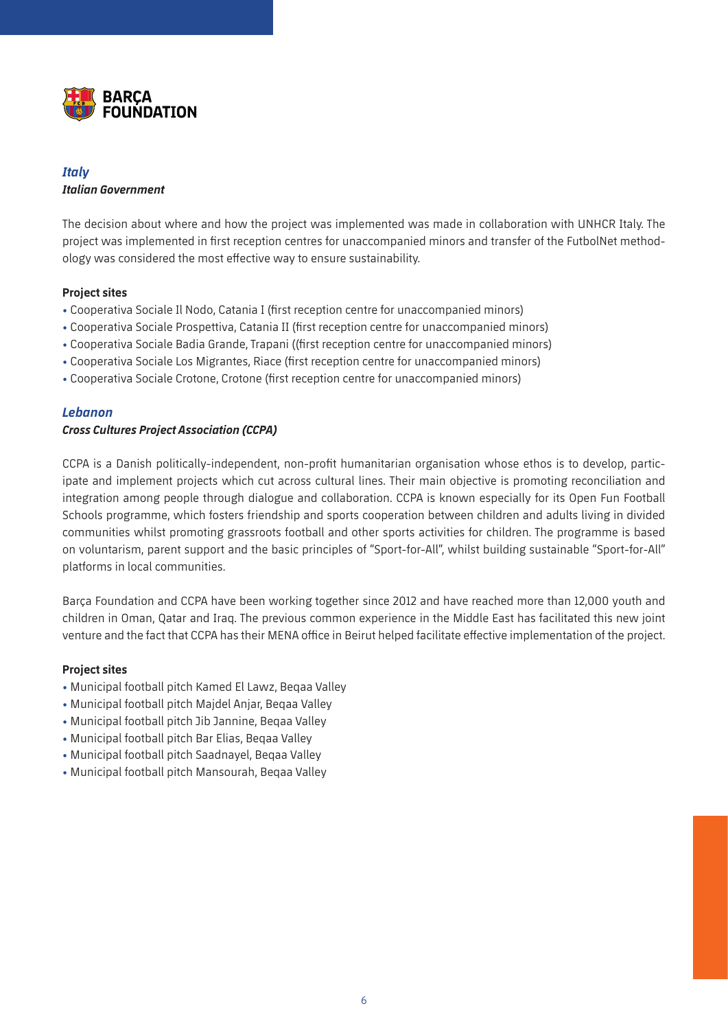## *Italy*

***Italian Government***

The decision about where and how the project was implemented was made in collaboration with UNHCR Italy. The project was implemented in first reception centres for unaccompanied minors and transfer of the FutbolNet methodology was considered the most effective way to ensure sustainability.

**Project sites**

- Cooperativa Sociale Il Nodo, Catania I (first reception centre for unaccompanied minors)
- Cooperativa Sociale Prospettiva, Catania II (first reception centre for unaccompanied minors)
- Cooperativa Sociale Badia Grande, Trapani ((first reception centre for unaccompanied minors)
- Cooperativa Sociale Los Migrantes, Riace (first reception centre for unaccompanied minors)
- Cooperativa Sociale Crotone, Crotone (first reception centre for unaccompanied minors)

## *Lebanon*

***Cross Cultures Project Association (CCPA)***

CCPA is a Danish politically-independent, non-profit humanitarian organisation whose ethos is to develop, participate and implement projects which cut across cultural lines. Their main objective is promoting reconciliation and integration among people through dialogue and collaboration. CCPA is known especially for its Open Fun Football Schools programme, which fosters friendship and sports cooperation between children and adults living in divided communities whilst promoting grassroots football and other sports activities for children. The programme is based on voluntarism, parent support and the basic principles of "Sport-for-All", whilst building sustainable "Sport-for-All" platforms in local communities.

Barça Foundation and CCPA have been working together since 2012 and have reached more than 12,000 youth and children in Oman, Qatar and Iraq. The previous common experience in the Middle East has facilitated this new joint venture and the fact that CCPA has their MENA office in Beirut helped facilitate effective implementation of the project.

**Project sites**

- Municipal football pitch Kamed El Lawz, Beqaa Valley
- Municipal football pitch Majdel Anjar, Beqaa Valley
- Municipal football pitch Jib Jannine, Beqaa Valley
- Municipal football pitch Bar Elias, Beqaa Valley
- Municipal football pitch Saadnayel, Beqaa Valley
- Municipal football pitch Mansourah, Beqaa Valley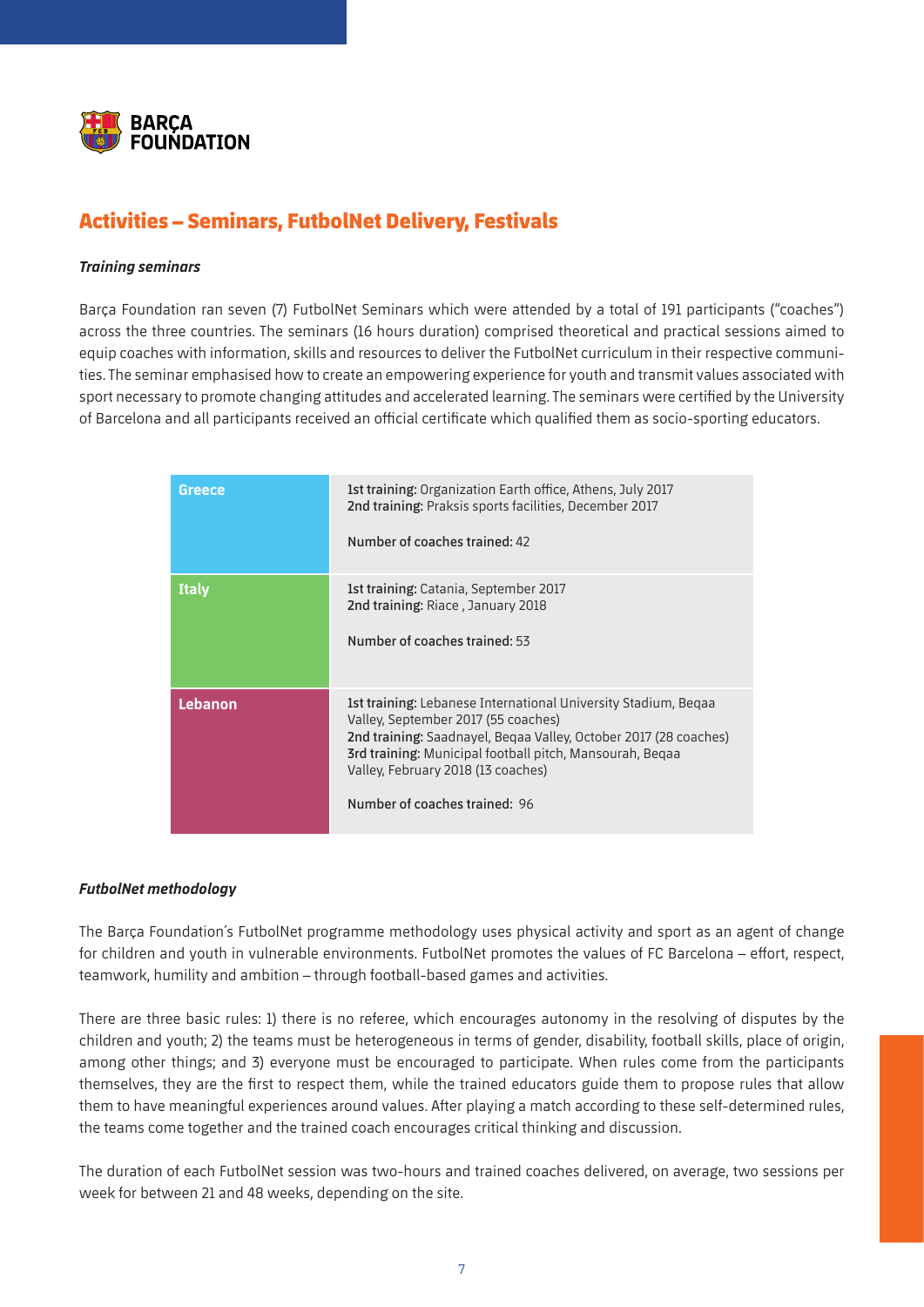## Activities – Seminars, FutbolNet Delivery, Festivals

***Training seminars***

Barça Foundation ran seven (7) FutbolNet Seminars which were attended by a total of 191 participants ("coaches") across the three countries. The seminars (16 hours duration) comprised theoretical and practical sessions aimed to equip coaches with information, skills and resources to deliver the FutbolNet curriculum in their respective communities. The seminar emphasised how to create an empowering experience for youth and transmit values associated with sport necessary to promote changing attitudes and accelerated learning. The seminars were certified by the University of Barcelona and all participants received an official certificate which qualified them as socio-sporting educators.

| Country | Trainings |
|---|---|
| **Greece** | **1st training:** Organization Earth office, Athens, July 2017<br>**2nd training:** Praksis sports facilities, December 2017<br><br>**Number of coaches trained:** 42 |
| **Italy** | **1st training:** Catania, September 2017<br>**2nd training:** Riace , January 2018<br><br>**Number of coaches trained:** 53 |
| **Lebanon** | **1st training:** Lebanese International University Stadium, Beqaa Valley, September 2017 (55 coaches)<br>**2nd training:** Saadnayel, Beqaa Valley, October 2017 (28 coaches)<br>**3rd training:** Municipal football pitch, Mansourah, Beqaa Valley, February 2018 (13 coaches)<br><br>**Number of coaches trained:** 96 |

***FutbolNet methodology***

The Barça Foundation's FutbolNet programme methodology uses physical activity and sport as an agent of change for children and youth in vulnerable environments. FutbolNet promotes the values of FC Barcelona – effort, respect, teamwork, humility and ambition – through football-based games and activities.

There are three basic rules: 1) there is no referee, which encourages autonomy in the resolving of disputes by the children and youth; 2) the teams must be heterogeneous in terms of gender, disability, football skills, place of origin, among other things; and 3) everyone must be encouraged to participate. When rules come from the participants themselves, they are the first to respect them, while the trained educators guide them to propose rules that allow them to have meaningful experiences around values. After playing a match according to these self-determined rules, the teams come together and the trained coach encourages critical thinking and discussion.

The duration of each FutbolNet session was two-hours and trained coaches delivered, on average, two sessions per week for between 21 and 48 weeks, depending on the site.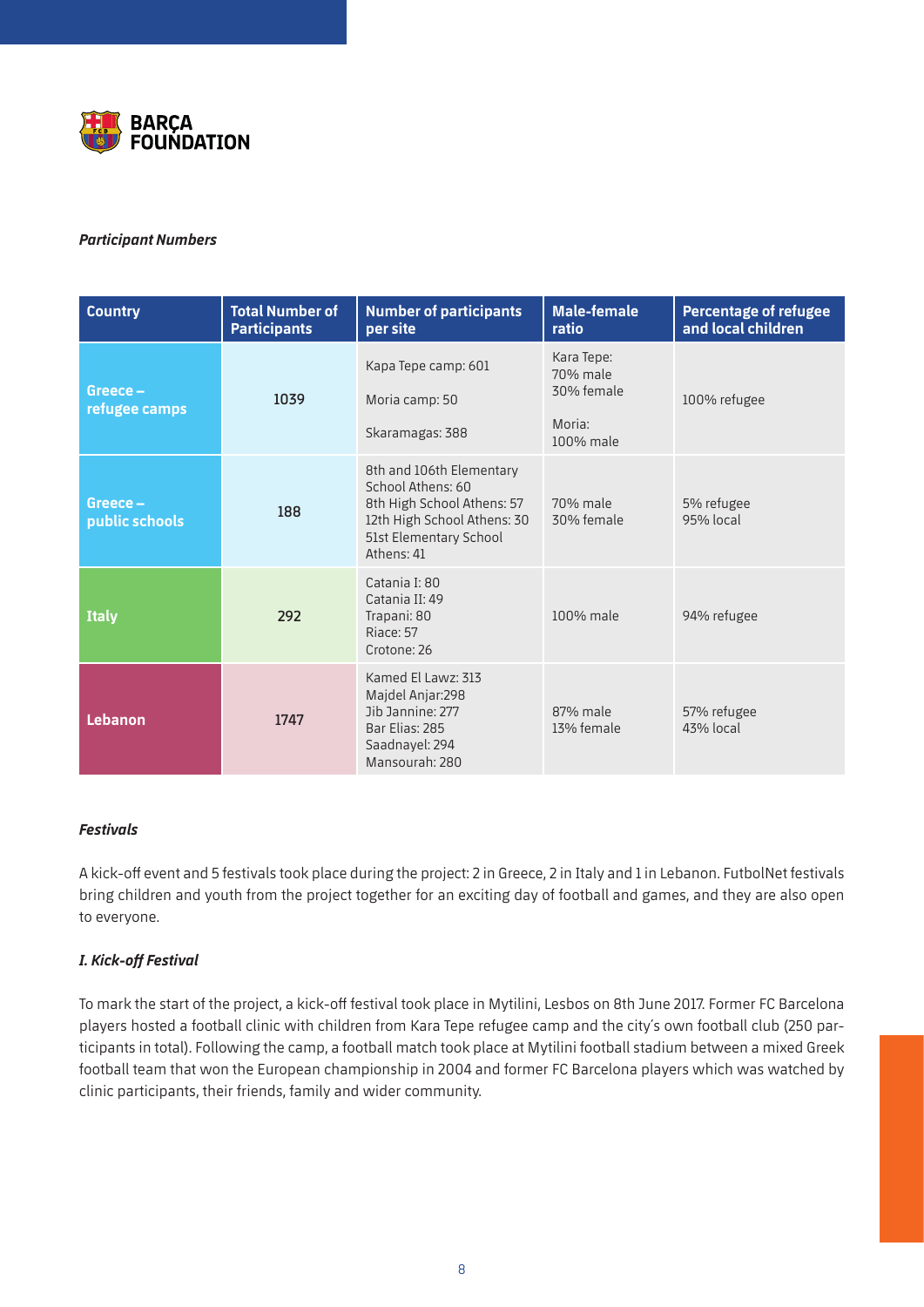**BARÇA FOUNDATION**

***Participant Numbers***

| Country | Total Number of Participants | Number of participants per site | Male-female ratio | Percentage of refugee and local children |
|---|---|---|---|---|
| Greece – refugee camps | 1039 | Kapa Tepe camp: 601<br>Moria camp: 50<br>Skaramagas: 388 | Kara Tepe:<br>70% male<br>30% female<br>Moria:<br>100% male | 100% refugee |
| Greece – public schools | 188 | 8th and 106th Elementary School Athens: 60<br>8th High School Athens: 57<br>12th High School Athens: 30<br>51st Elementary School Athens: 41 | 70% male<br>30% female | 5% refugee<br>95% local |
| Italy | 292 | Catania I: 80<br>Catania II: 49<br>Trapani: 80<br>Riace: 57<br>Crotone: 26 | 100% male | 94% refugee |
| Lebanon | 1747 | Kamed El Lawz: 313<br>Majdel Anjar:298<br>Jib Jannine: 277<br>Bar Elias: 285<br>Saadnayel: 294<br>Mansourah: 280 | 87% male<br>13% female | 57% refugee<br>43% local |

***Festivals***

A kick-off event and 5 festivals took place during the project: 2 in Greece, 2 in Italy and 1 in Lebanon. FutbolNet festivals bring children and youth from the project together for an exciting day of football and games, and they are also open to everyone.

***I. Kick-off Festival***

To mark the start of the project, a kick-off festival took place in Mytilini, Lesbos on 8th June 2017. Former FC Barcelona players hosted a football clinic with children from Kara Tepe refugee camp and the city's own football club (250 participants in total). Following the camp, a football match took place at Mytilini football stadium between a mixed Greek football team that won the European championship in 2004 and former FC Barcelona players which was watched by clinic participants, their friends, family and wider community.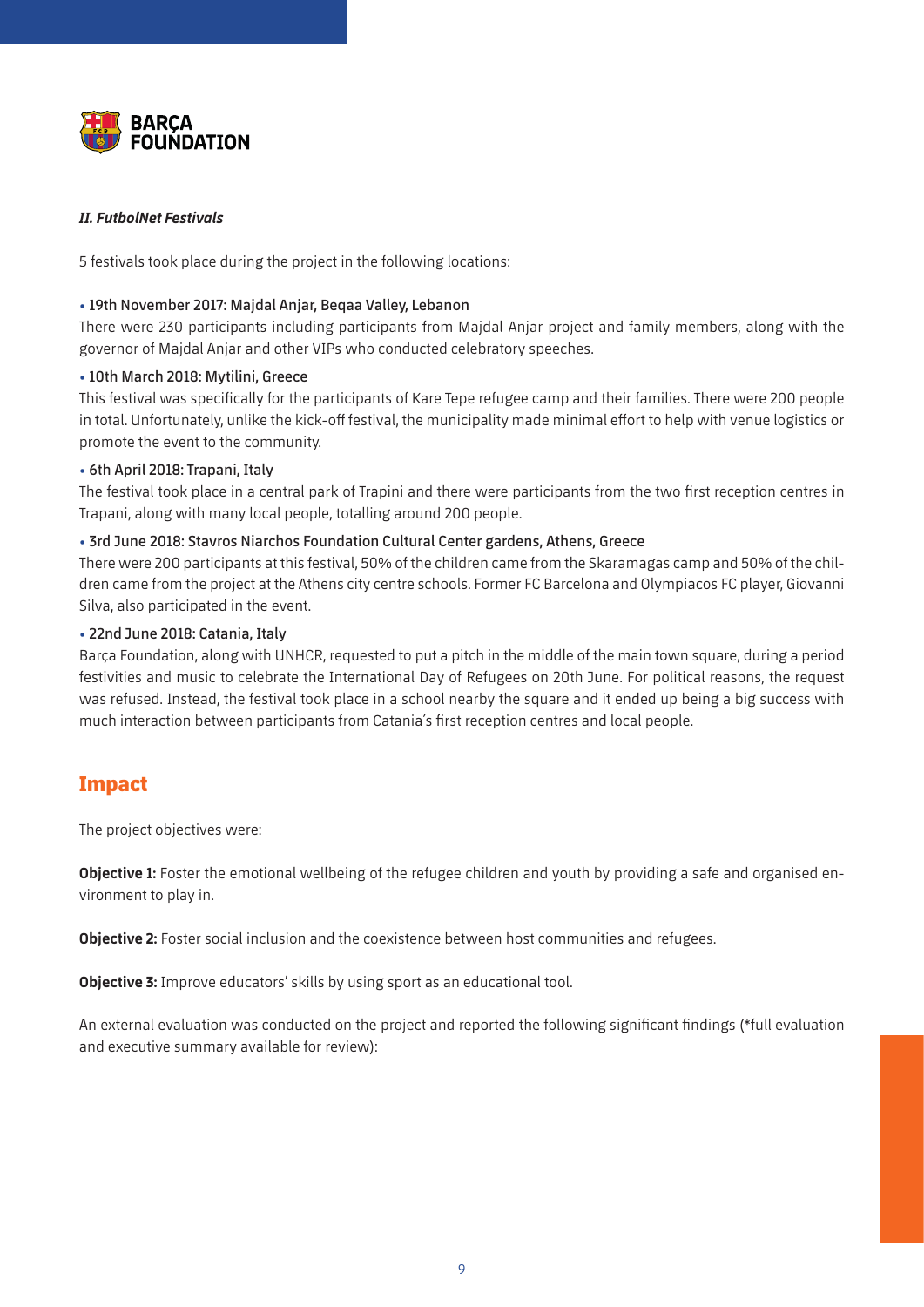### *II. FutbolNet Festivals*

5 festivals took place during the project in the following locations:

- **19th November 2017: Majdal Anjar, Beqaa Valley, Lebanon**

There were 230 participants including participants from Majdal Anjar project and family members, along with the governor of Majdal Anjar and other VIPs who conducted celebratory speeches.

- **10th March 2018: Mytilini, Greece**

This festival was specifically for the participants of Kare Tepe refugee camp and their families. There were 200 people in total. Unfortunately, unlike the kick-off festival, the municipality made minimal effort to help with venue logistics or promote the event to the community.

- **6th April 2018: Trapani, Italy**

The festival took place in a central park of Trapini and there were participants from the two first reception centres in Trapani, along with many local people, totalling around 200 people.

- **3rd June 2018: Stavros Niarchos Foundation Cultural Center gardens, Athens, Greece**

There were 200 participants at this festival, 50% of the children came from the Skaramagas camp and 50% of the children came from the project at the Athens city centre schools. Former FC Barcelona and Olympiacos FC player, Giovanni Silva, also participated in the event.

- **22nd June 2018: Catania, Italy**

Barça Foundation, along with UNHCR, requested to put a pitch in the middle of the main town square, during a period festivities and music to celebrate the International Day of Refugees on 20th June. For political reasons, the request was refused. Instead, the festival took place in a school nearby the square and it ended up being a big success with much interaction between participants from Catania´s first reception centres and local people.

## Impact

The project objectives were:

**Objective 1:** Foster the emotional wellbeing of the refugee children and youth by providing a safe and organised environment to play in.

**Objective 2:** Foster social inclusion and the coexistence between host communities and refugees.

**Objective 3:** Improve educators' skills by using sport as an educational tool.

An external evaluation was conducted on the project and reported the following significant findings (*full evaluation and executive summary available for review):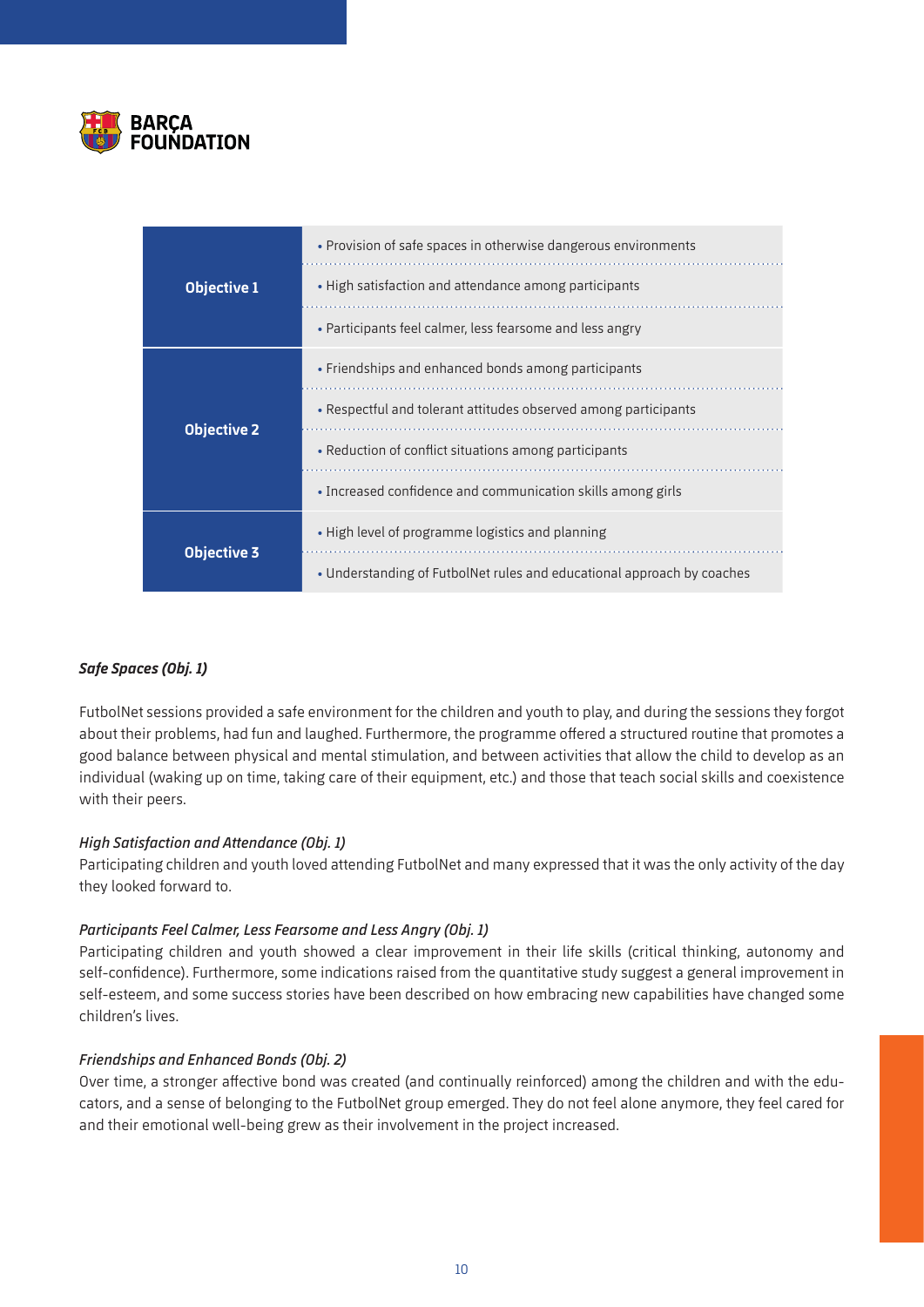| Objective | Outcomes |
|---|---|
| **Objective 1** | • Provision of safe spaces in otherwise dangerous environments |
| | • High satisfaction and attendance among participants |
| | • Participants feel calmer, less fearsome and less angry |
| **Objective 2** | • Friendships and enhanced bonds among participants |
| | • Respectful and tolerant attitudes observed among participants |
| | • Reduction of conflict situations among participants |
| | • Increased confidence and communication skills among girls |
| **Objective 3** | • High level of programme logistics and planning |
| | • Understanding of FutbolNet rules and educational approach by coaches |

***Safe Spaces (Obj. 1)***

FutbolNet sessions provided a safe environment for the children and youth to play, and during the sessions they forgot about their problems, had fun and laughed. Furthermore, the programme offered a structured routine that promotes a good balance between physical and mental stimulation, and between activities that allow the child to develop as an individual (waking up on time, taking care of their equipment, etc.) and those that teach social skills and coexistence with their peers.

*High Satisfaction and Attendance (Obj. 1)*

Participating children and youth loved attending FutbolNet and many expressed that it was the only activity of the day they looked forward to.

*Participants Feel Calmer, Less Fearsome and Less Angry (Obj. 1)*

Participating children and youth showed a clear improvement in their life skills (critical thinking, autonomy and self-confidence). Furthermore, some indications raised from the quantitative study suggest a general improvement in self-esteem, and some success stories have been described on how embracing new capabilities have changed some children's lives.

*Friendships and Enhanced Bonds (Obj. 2)*

Over time, a stronger affective bond was created (and continually reinforced) among the children and with the educators, and a sense of belonging to the FutbolNet group emerged. They do not feel alone anymore, they feel cared for and their emotional well-being grew as their involvement in the project increased.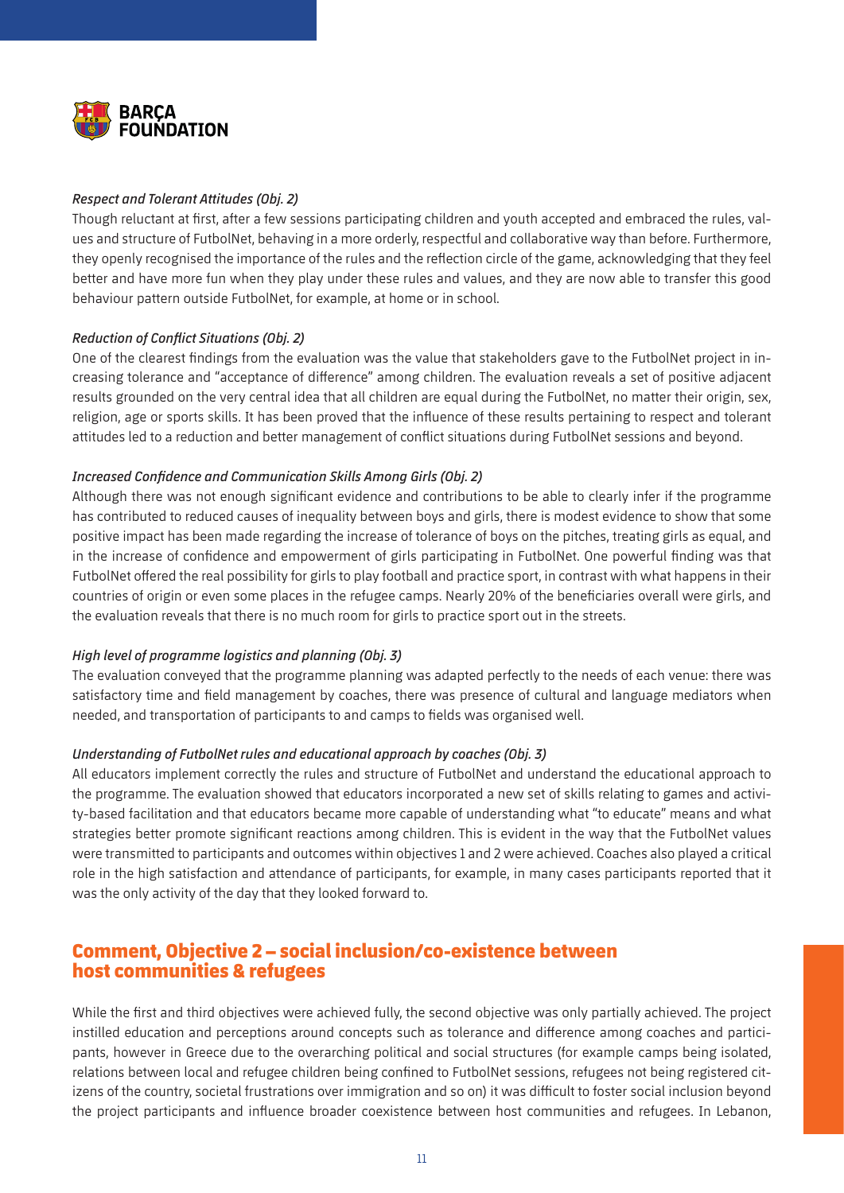*Respect and Tolerant Attitudes (Obj. 2)*

Though reluctant at first, after a few sessions participating children and youth accepted and embraced the rules, values and structure of FutbolNet, behaving in a more orderly, respectful and collaborative way than before. Furthermore, they openly recognised the importance of the rules and the reflection circle of the game, acknowledging that they feel better and have more fun when they play under these rules and values, and they are now able to transfer this good behaviour pattern outside FutbolNet, for example, at home or in school.

*Reduction of Conflict Situations (Obj. 2)*

One of the clearest findings from the evaluation was the value that stakeholders gave to the FutbolNet project in increasing tolerance and "acceptance of difference" among children. The evaluation reveals a set of positive adjacent results grounded on the very central idea that all children are equal during the FutbolNet, no matter their origin, sex, religion, age or sports skills. It has been proved that the influence of these results pertaining to respect and tolerant attitudes led to a reduction and better management of conflict situations during FutbolNet sessions and beyond.

*Increased Confidence and Communication Skills Among Girls (Obj. 2)*

Although there was not enough significant evidence and contributions to be able to clearly infer if the programme has contributed to reduced causes of inequality between boys and girls, there is modest evidence to show that some positive impact has been made regarding the increase of tolerance of boys on the pitches, treating girls as equal, and in the increase of confidence and empowerment of girls participating in FutbolNet. One powerful finding was that FutbolNet offered the real possibility for girls to play football and practice sport, in contrast with what happens in their countries of origin or even some places in the refugee camps. Nearly 20% of the beneficiaries overall were girls, and the evaluation reveals that there is no much room for girls to practice sport out in the streets.

*High level of programme logistics and planning (Obj. 3)*

The evaluation conveyed that the programme planning was adapted perfectly to the needs of each venue: there was satisfactory time and field management by coaches, there was presence of cultural and language mediators when needed, and transportation of participants to and camps to fields was organised well.

*Understanding of FutbolNet rules and educational approach by coaches (Obj. 3)*

All educators implement correctly the rules and structure of FutbolNet and understand the educational approach to the programme. The evaluation showed that educators incorporated a new set of skills relating to games and activity-based facilitation and that educators became more capable of understanding what "to educate" means and what strategies better promote significant reactions among children. This is evident in the way that the FutbolNet values were transmitted to participants and outcomes within objectives 1 and 2 were achieved. Coaches also played a critical role in the high satisfaction and attendance of participants, for example, in many cases participants reported that it was the only activity of the day that they looked forward to.

## Comment, Objective 2 – social inclusion/co-existence between host communities & refugees

While the first and third objectives were achieved fully, the second objective was only partially achieved. The project instilled education and perceptions around concepts such as tolerance and difference among coaches and participants, however in Greece due to the overarching political and social structures (for example camps being isolated, relations between local and refugee children being confined to FutbolNet sessions, refugees not being registered citizens of the country, societal frustrations over immigration and so on) it was difficult to foster social inclusion beyond the project participants and influence broader coexistence between host communities and refugees. In Lebanon,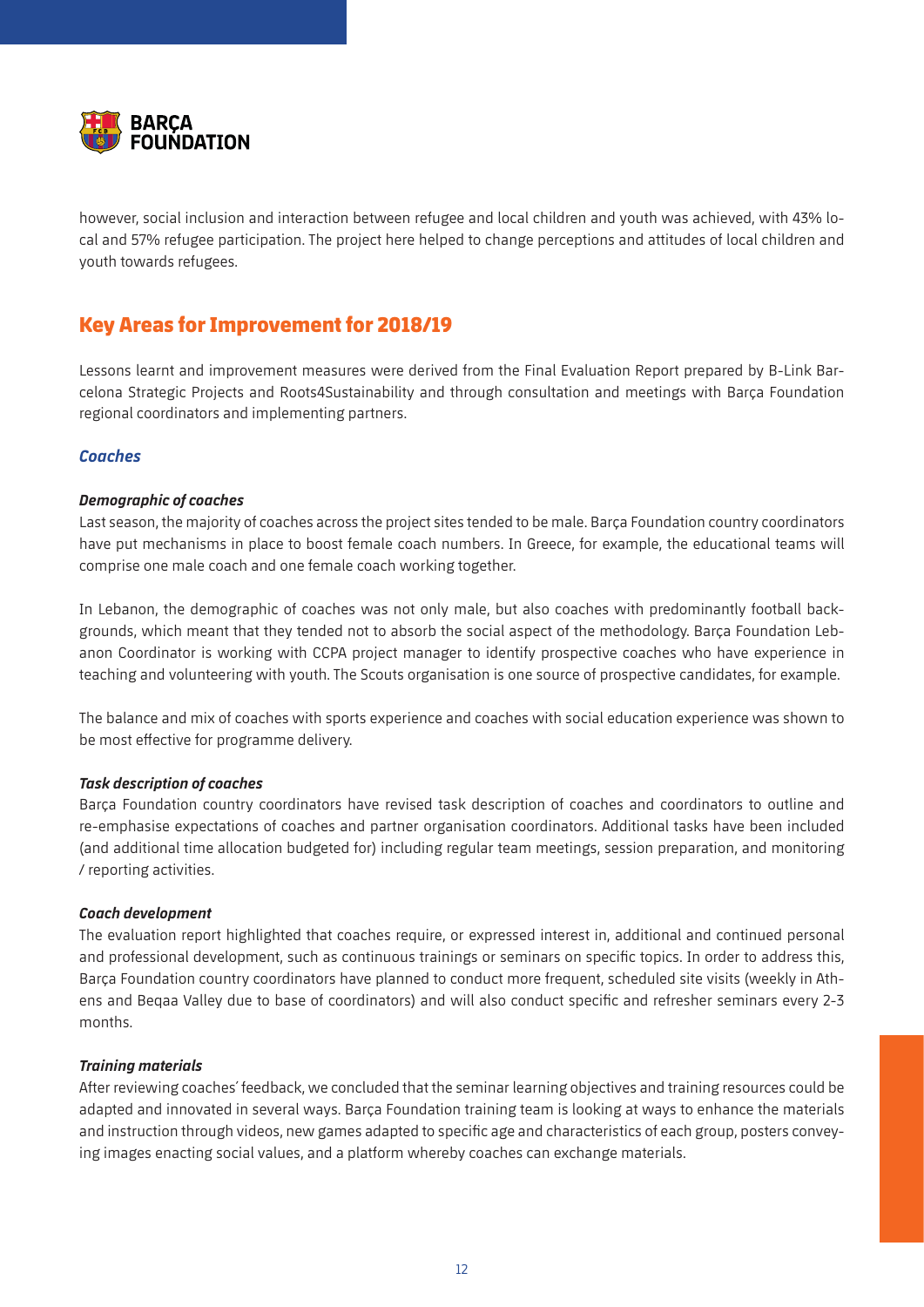however, social inclusion and interaction between refugee and local children and youth was achieved, with 43% local and 57% refugee participation. The project here helped to change perceptions and attitudes of local children and youth towards refugees.

## Key Areas for Improvement for 2018/19

Lessons learnt and improvement measures were derived from the Final Evaluation Report prepared by B-Link Barcelona Strategic Projects and Roots4Sustainability and through consultation and meetings with Barça Foundation regional coordinators and implementing partners.

### *Coaches*

***Demographic of coaches***

Last season, the majority of coaches across the project sites tended to be male. Barça Foundation country coordinators have put mechanisms in place to boost female coach numbers. In Greece, for example, the educational teams will comprise one male coach and one female coach working together.

In Lebanon, the demographic of coaches was not only male, but also coaches with predominantly football backgrounds, which meant that they tended not to absorb the social aspect of the methodology. Barça Foundation Lebanon Coordinator is working with CCPA project manager to identify prospective coaches who have experience in teaching and volunteering with youth. The Scouts organisation is one source of prospective candidates, for example.

The balance and mix of coaches with sports experience and coaches with social education experience was shown to be most effective for programme delivery.

***Task description of coaches***

Barça Foundation country coordinators have revised task description of coaches and coordinators to outline and re-emphasise expectations of coaches and partner organisation coordinators. Additional tasks have been included (and additional time allocation budgeted for) including regular team meetings, session preparation, and monitoring / reporting activities.

***Coach development***

The evaluation report highlighted that coaches require, or expressed interest in, additional and continued personal and professional development, such as continuous trainings or seminars on specific topics. In order to address this, Barça Foundation country coordinators have planned to conduct more frequent, scheduled site visits (weekly in Athens and Beqaa Valley due to base of coordinators) and will also conduct specific and refresher seminars every 2-3 months.

***Training materials***

After reviewing coaches' feedback, we concluded that the seminar learning objectives and training resources could be adapted and innovated in several ways. Barça Foundation training team is looking at ways to enhance the materials and instruction through videos, new games adapted to specific age and characteristics of each group, posters conveying images enacting social values, and a platform whereby coaches can exchange materials.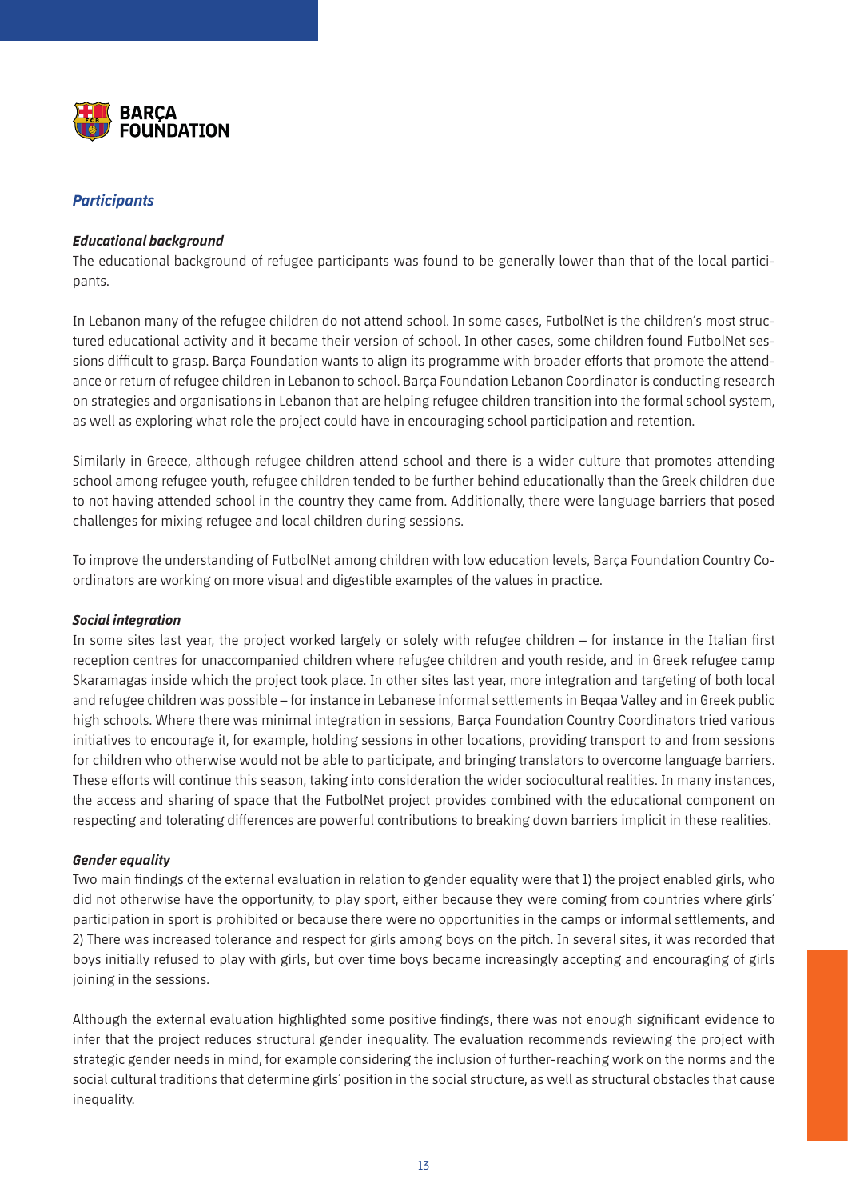## *Participants*

***Educational background***

The educational background of refugee participants was found to be generally lower than that of the local participants.

In Lebanon many of the refugee children do not attend school. In some cases, FutbolNet is the children's most structured educational activity and it became their version of school. In other cases, some children found FutbolNet sessions difficult to grasp. Barça Foundation wants to align its programme with broader efforts that promote the attendance or return of refugee children in Lebanon to school. Barça Foundation Lebanon Coordinator is conducting research on strategies and organisations in Lebanon that are helping refugee children transition into the formal school system, as well as exploring what role the project could have in encouraging school participation and retention.

Similarly in Greece, although refugee children attend school and there is a wider culture that promotes attending school among refugee youth, refugee children tended to be further behind educationally than the Greek children due to not having attended school in the country they came from. Additionally, there were language barriers that posed challenges for mixing refugee and local children during sessions.

To improve the understanding of FutbolNet among children with low education levels, Barça Foundation Country Coordinators are working on more visual and digestible examples of the values in practice.

***Social integration***

In some sites last year, the project worked largely or solely with refugee children – for instance in the Italian first reception centres for unaccompanied children where refugee children and youth reside, and in Greek refugee camp Skaramagas inside which the project took place. In other sites last year, more integration and targeting of both local and refugee children was possible – for instance in Lebanese informal settlements in Beqaa Valley and in Greek public high schools. Where there was minimal integration in sessions, Barça Foundation Country Coordinators tried various initiatives to encourage it, for example, holding sessions in other locations, providing transport to and from sessions for children who otherwise would not be able to participate, and bringing translators to overcome language barriers. These efforts will continue this season, taking into consideration the wider sociocultural realities. In many instances, the access and sharing of space that the FutbolNet project provides combined with the educational component on respecting and tolerating differences are powerful contributions to breaking down barriers implicit in these realities.

***Gender equality***

Two main findings of the external evaluation in relation to gender equality were that 1) the project enabled girls, who did not otherwise have the opportunity, to play sport, either because they were coming from countries where girls' participation in sport is prohibited or because there were no opportunities in the camps or informal settlements, and 2) There was increased tolerance and respect for girls among boys on the pitch. In several sites, it was recorded that boys initially refused to play with girls, but over time boys became increasingly accepting and encouraging of girls joining in the sessions.

Although the external evaluation highlighted some positive findings, there was not enough significant evidence to infer that the project reduces structural gender inequality. The evaluation recommends reviewing the project with strategic gender needs in mind, for example considering the inclusion of further-reaching work on the norms and the social cultural traditions that determine girls' position in the social structure, as well as structural obstacles that cause inequality.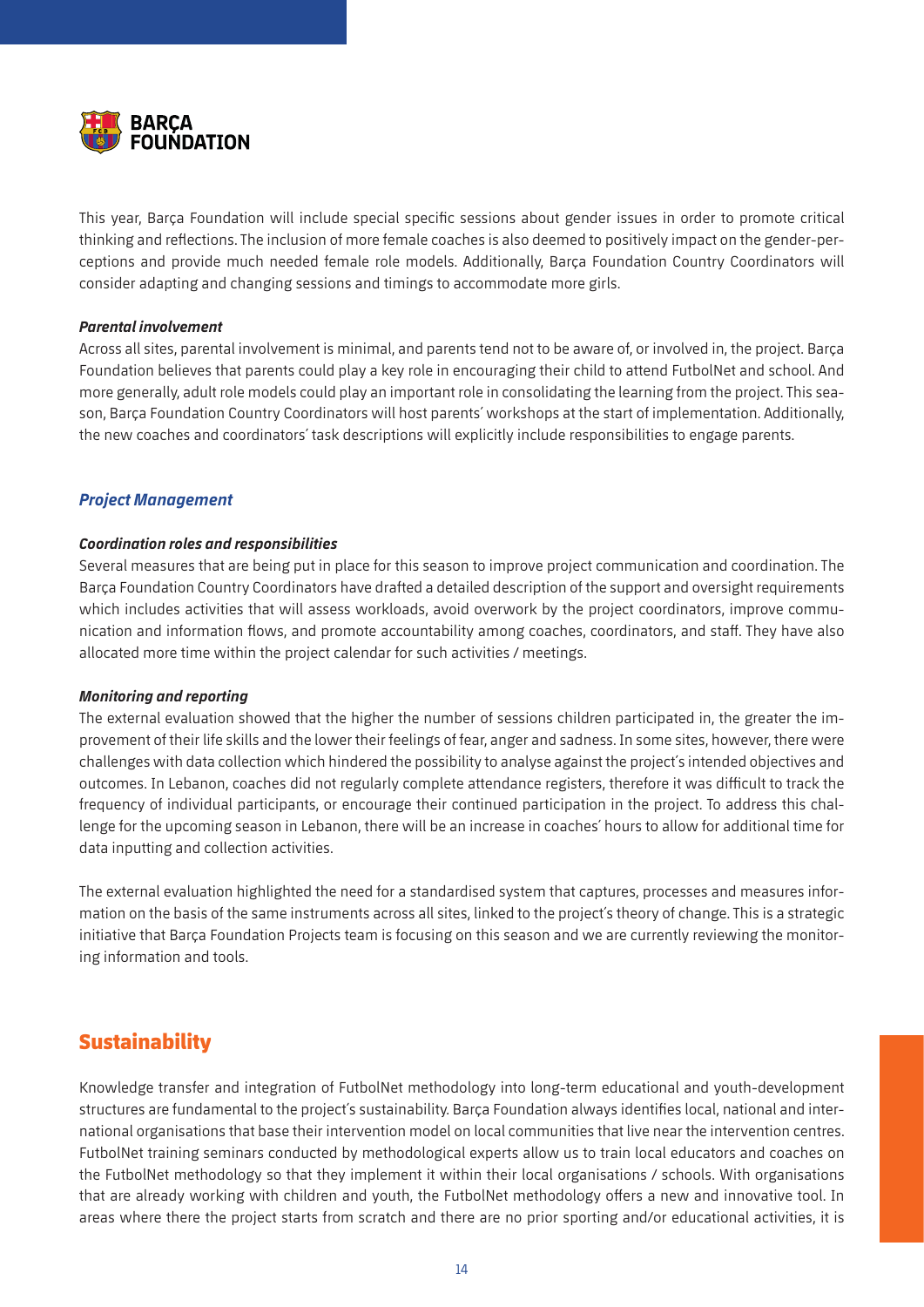This year, Barça Foundation will include special specific sessions about gender issues in order to promote critical thinking and reflections. The inclusion of more female coaches is also deemed to positively impact on the gender-perceptions and provide much needed female role models. Additionally, Barça Foundation Country Coordinators will consider adapting and changing sessions and timings to accommodate more girls.

***Parental involvement***

Across all sites, parental involvement is minimal, and parents tend not to be aware of, or involved in, the project. Barça Foundation believes that parents could play a key role in encouraging their child to attend FutbolNet and school. And more generally, adult role models could play an important role in consolidating the learning from the project. This season, Barça Foundation Country Coordinators will host parents´ workshops at the start of implementation. Additionally, the new coaches and coordinators´ task descriptions will explicitly include responsibilities to engage parents.

### *Project Management*

***Coordination roles and responsibilities***

Several measures that are being put in place for this season to improve project communication and coordination. The Barça Foundation Country Coordinators have drafted a detailed description of the support and oversight requirements which includes activities that will assess workloads, avoid overwork by the project coordinators, improve communication and information flows, and promote accountability among coaches, coordinators, and staff. They have also allocated more time within the project calendar for such activities / meetings.

***Monitoring and reporting***

The external evaluation showed that the higher the number of sessions children participated in, the greater the improvement of their life skills and the lower their feelings of fear, anger and sadness. In some sites, however, there were challenges with data collection which hindered the possibility to analyse against the project's intended objectives and outcomes. In Lebanon, coaches did not regularly complete attendance registers, therefore it was difficult to track the frequency of individual participants, or encourage their continued participation in the project. To address this challenge for the upcoming season in Lebanon, there will be an increase in coaches´ hours to allow for additional time for data inputting and collection activities.

The external evaluation highlighted the need for a standardised system that captures, processes and measures information on the basis of the same instruments across all sites, linked to the project's theory of change. This is a strategic initiative that Barça Foundation Projects team is focusing on this season and we are currently reviewing the monitoring information and tools.

## Sustainability

Knowledge transfer and integration of FutbolNet methodology into long-term educational and youth-development structures are fundamental to the project's sustainability. Barça Foundation always identifies local, national and international organisations that base their intervention model on local communities that live near the intervention centres. FutbolNet training seminars conducted by methodological experts allow us to train local educators and coaches on the FutbolNet methodology so that they implement it within their local organisations / schools. With organisations that are already working with children and youth, the FutbolNet methodology offers a new and innovative tool. In areas where there the project starts from scratch and there are no prior sporting and/or educational activities, it is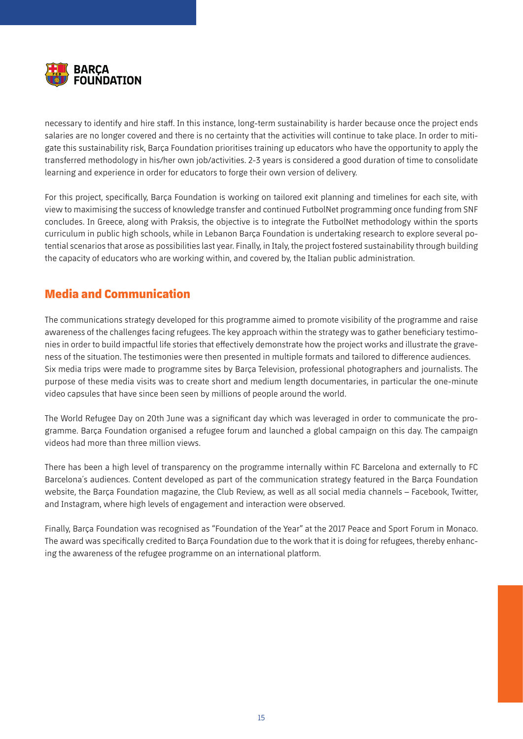necessary to identify and hire staff. In this instance, long-term sustainability is harder because once the project ends salaries are no longer covered and there is no certainty that the activities will continue to take place. In order to mitigate this sustainability risk, Barça Foundation prioritises training up educators who have the opportunity to apply the transferred methodology in his/her own job/activities. 2-3 years is considered a good duration of time to consolidate learning and experience in order for educators to forge their own version of delivery.

For this project, specifically, Barça Foundation is working on tailored exit planning and timelines for each site, with view to maximising the success of knowledge transfer and continued FutbolNet programming once funding from SNF concludes. In Greece, along with Praksis, the objective is to integrate the FutbolNet methodology within the sports curriculum in public high schools, while in Lebanon Barça Foundation is undertaking research to explore several potential scenarios that arose as possibilities last year. Finally, in Italy, the project fostered sustainability through building the capacity of educators who are working within, and covered by, the Italian public administration.

## Media and Communication

The communications strategy developed for this programme aimed to promote visibility of the programme and raise awareness of the challenges facing refugees. The key approach within the strategy was to gather beneficiary testimonies in order to build impactful life stories that effectively demonstrate how the project works and illustrate the graveness of the situation. The testimonies were then presented in multiple formats and tailored to difference audiences. Six media trips were made to programme sites by Barça Television, professional photographers and journalists. The purpose of these media visits was to create short and medium length documentaries, in particular the one-minute video capsules that have since been seen by millions of people around the world.

The World Refugee Day on 20th June was a significant day which was leveraged in order to communicate the programme. Barça Foundation organised a refugee forum and launched a global campaign on this day. The campaign videos had more than three million views.

There has been a high level of transparency on the programme internally within FC Barcelona and externally to FC Barcelona's audiences. Content developed as part of the communication strategy featured in the Barça Foundation website, the Barça Foundation magazine, the Club Review, as well as all social media channels – Facebook, Twitter, and Instagram, where high levels of engagement and interaction were observed.

Finally, Barça Foundation was recognised as "Foundation of the Year" at the 2017 Peace and Sport Forum in Monaco. The award was specifically credited to Barça Foundation due to the work that it is doing for refugees, thereby enhancing the awareness of the refugee programme on an international platform.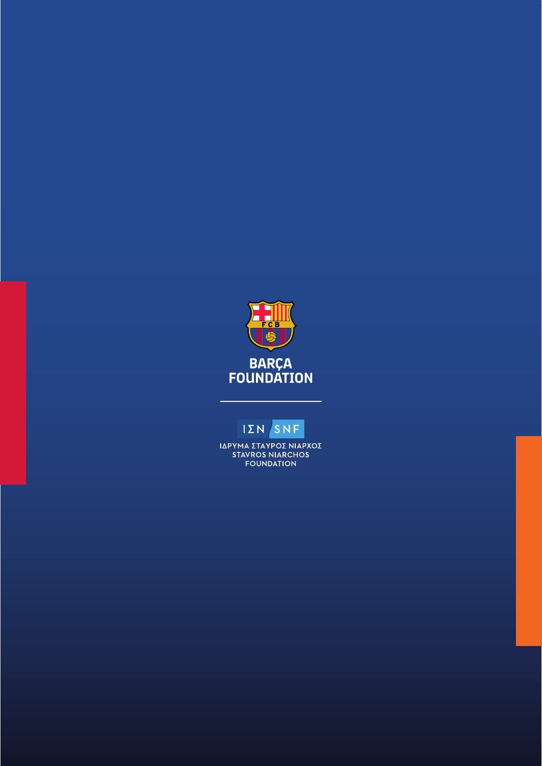BARÇA
FOUNDATION

ΙΣΝ SNF

ΙΔΡΥΜΑ ΣΤΑΥΡΟΣ ΝΙΑΡΧΟΣ
STAVROS NIARCHOS
FOUNDATION